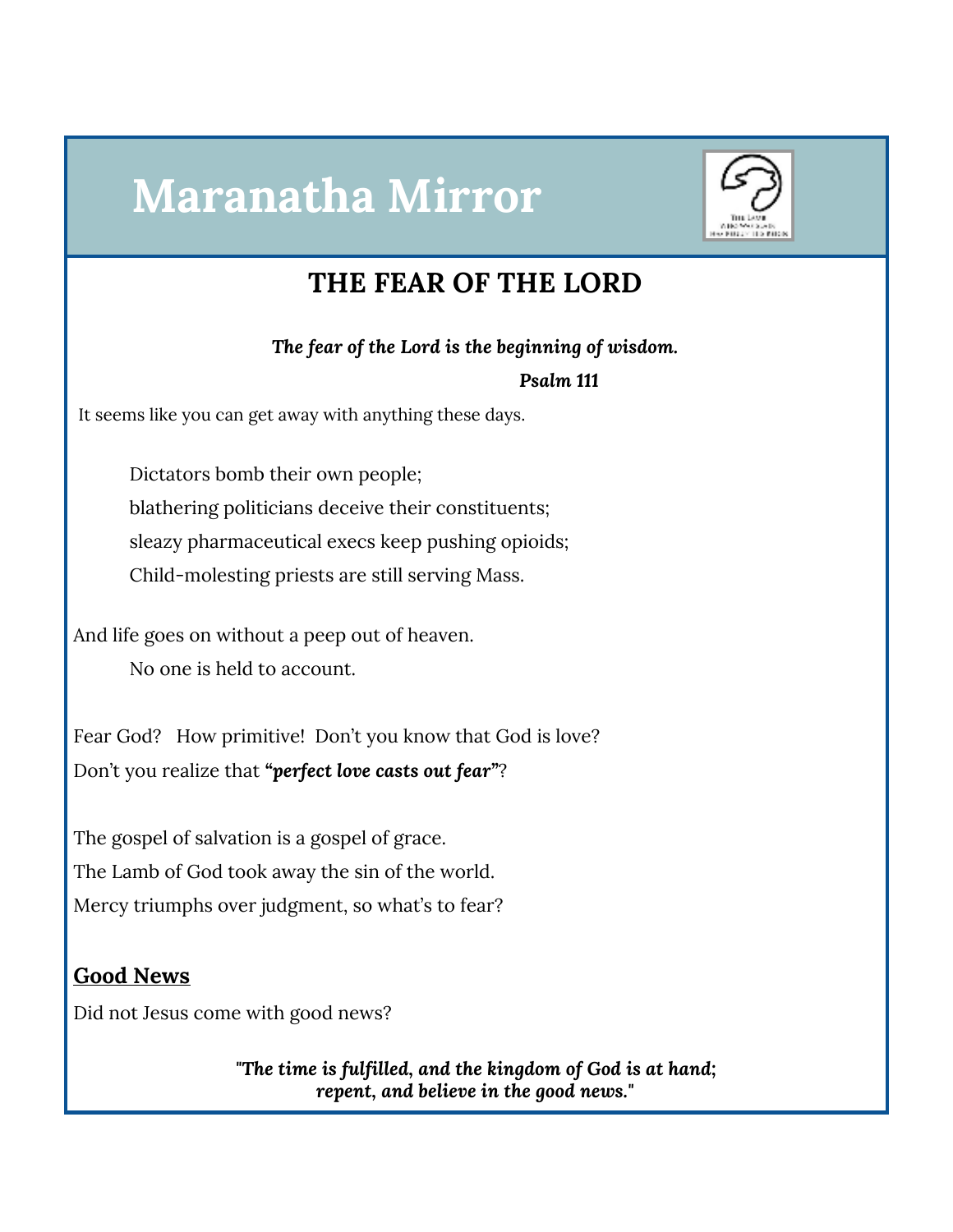# Maranatha Mirror

## THE FEAR OF THE LORD

***The fear of the Lord is the beginning of wisdom.***

***Psalm 111***

It seems like you can get away with anything these days.

Dictators bomb their own people;
blathering politicians deceive their constituents;
sleazy pharmaceutical execs keep pushing opioids;
Child-molesting priests are still serving Mass.

And life goes on without a peep out of heaven.
No one is held to account.

Fear God? How primitive! Don't you know that God is love?
Don't you realize that ***"perfect love casts out fear"***?

The gospel of salvation is a gospel of grace.
The Lamb of God took away the sin of the world.
Mercy triumphs over judgment, so what's to fear?

### Good News

Did not Jesus come with good news?

***"The time is fulfilled, and the kingdom of God is at hand;***
***repent, and believe in the good news."***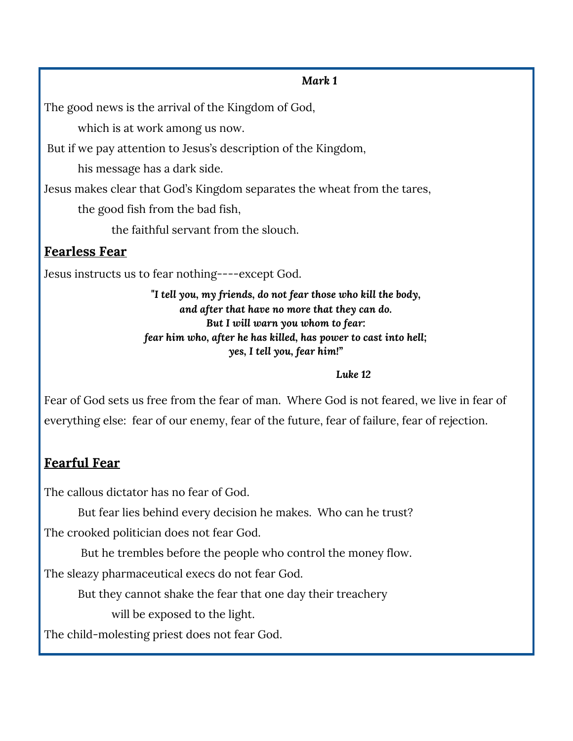***Mark 1***

The good news is the arrival of the Kingdom of God,

which is at work among us now.

But if we pay attention to Jesus's description of the Kingdom,

his message has a dark side.

Jesus makes clear that God's Kingdom separates the wheat from the tares,

the good fish from the bad fish,

the faithful servant from the slouch.

## **Fearless Fear**

Jesus instructs us to fear nothing----except God.

> ***"I tell you, my friends, do not fear those who kill the body,***
> ***and after that have no more that they can do.***
> ***But I will warn you whom to fear:***
> ***fear him who, after he has killed, has power to cast into hell;***
> ***yes, I tell you, fear him!"***
>
> ***Luke 12***

Fear of God sets us free from the fear of man. Where God is not feared, we live in fear of everything else: fear of our enemy, fear of the future, fear of failure, fear of rejection.

## **Fearful Fear**

The callous dictator has no fear of God.

But fear lies behind every decision he makes. Who can he trust?

The crooked politician does not fear God.

But he trembles before the people who control the money flow.

The sleazy pharmaceutical execs do not fear God.

But they cannot shake the fear that one day their treachery

will be exposed to the light.

The child-molesting priest does not fear God.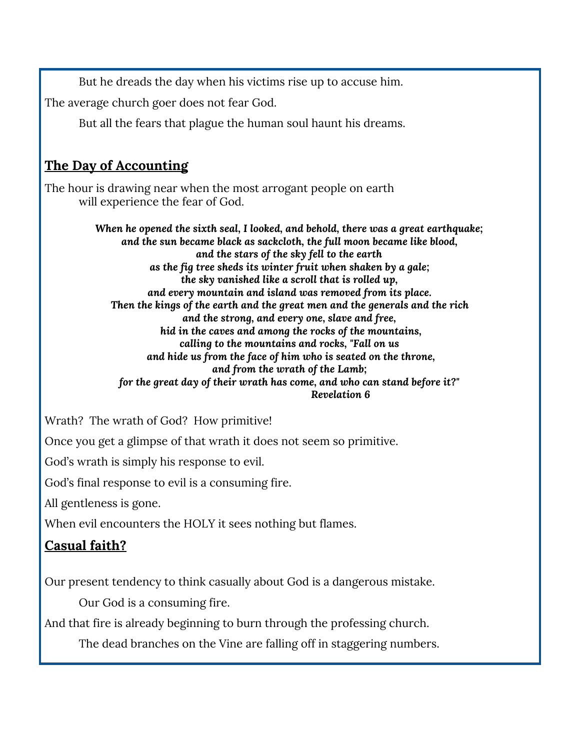But he dreads the day when his victims rise up to accuse him.

The average church goer does not fear God.

But all the fears that plague the human soul haunt his dreams.

## **The Day of Accounting**

The hour is drawing near when the most arrogant people on earth will experience the fear of God.

> ***When he opened the sixth seal, I looked, and behold, there was a great earthquake;***
> ***and the sun became black as sackcloth, the full moon became like blood,***
> ***and the stars of the sky fell to the earth***
> ***as the fig tree sheds its winter fruit when shaken by a gale;***
> ***the sky vanished like a scroll that is rolled up,***
> ***and every mountain and island was removed from its place.***
> ***Then the kings of the earth and the great men and the generals and the rich***
> ***and the strong, and every one, slave and free,***
> ***hid in the caves and among the rocks of the mountains,***
> ***calling to the mountains and rocks, "Fall on us***
> ***and hide us from the face of him who is seated on the throne,***
> ***and from the wrath of the Lamb;***
> ***for the great day of their wrath has come, and who can stand before it?"***
> ***Revelation 6***

Wrath? The wrath of God? How primitive!

Once you get a glimpse of that wrath it does not seem so primitive.

God's wrath is simply his response to evil.

God's final response to evil is a consuming fire.

All gentleness is gone.

When evil encounters the HOLY it sees nothing but flames.

## **Casual faith?**

Our present tendency to think casually about God is a dangerous mistake.

Our God is a consuming fire.

And that fire is already beginning to burn through the professing church.

The dead branches on the Vine are falling off in staggering numbers.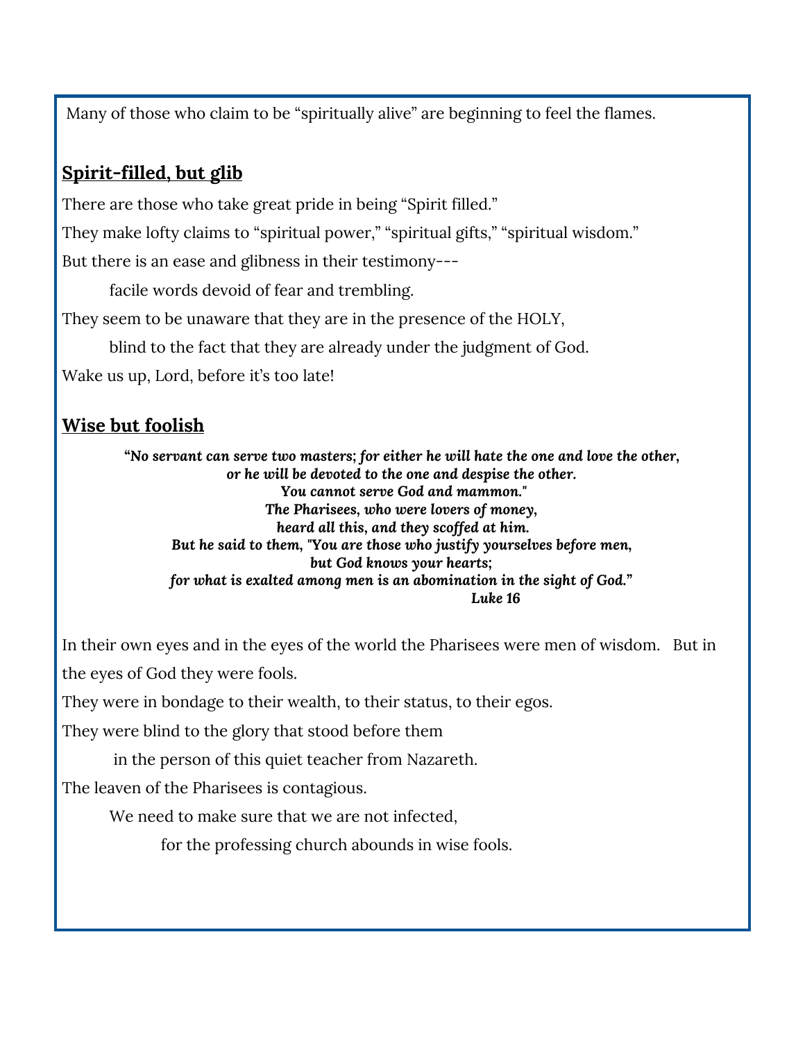Many of those who claim to be "spiritually alive" are beginning to feel the flames.

## **Spirit-filled, but glib**

There are those who take great pride in being "Spirit filled."

They make lofty claims to "spiritual power," "spiritual gifts," "spiritual wisdom."

But there is an ease and glibness in their testimony---

facile words devoid of fear and trembling.

They seem to be unaware that they are in the presence of the HOLY,

blind to the fact that they are already under the judgment of God.

Wake us up, Lord, before it's too late!

## **Wise but foolish**

***"No servant can serve two masters; for either he will hate the one and love the other,***
***or he will be devoted to the one and despise the other.***
***You cannot serve God and mammon."***
***The Pharisees, who were lovers of money,***
***heard all this, and they scoffed at him.***
***But he said to them, "You are those who justify yourselves before men,***
***but God knows your hearts;***
***for what is exalted among men is an abomination in the sight of God."***
***Luke 16***

In their own eyes and in the eyes of the world the Pharisees were men of wisdom. But in the eyes of God they were fools.

They were in bondage to their wealth, to their status, to their egos.

They were blind to the glory that stood before them

in the person of this quiet teacher from Nazareth.

The leaven of the Pharisees is contagious.

We need to make sure that we are not infected,

for the professing church abounds in wise fools.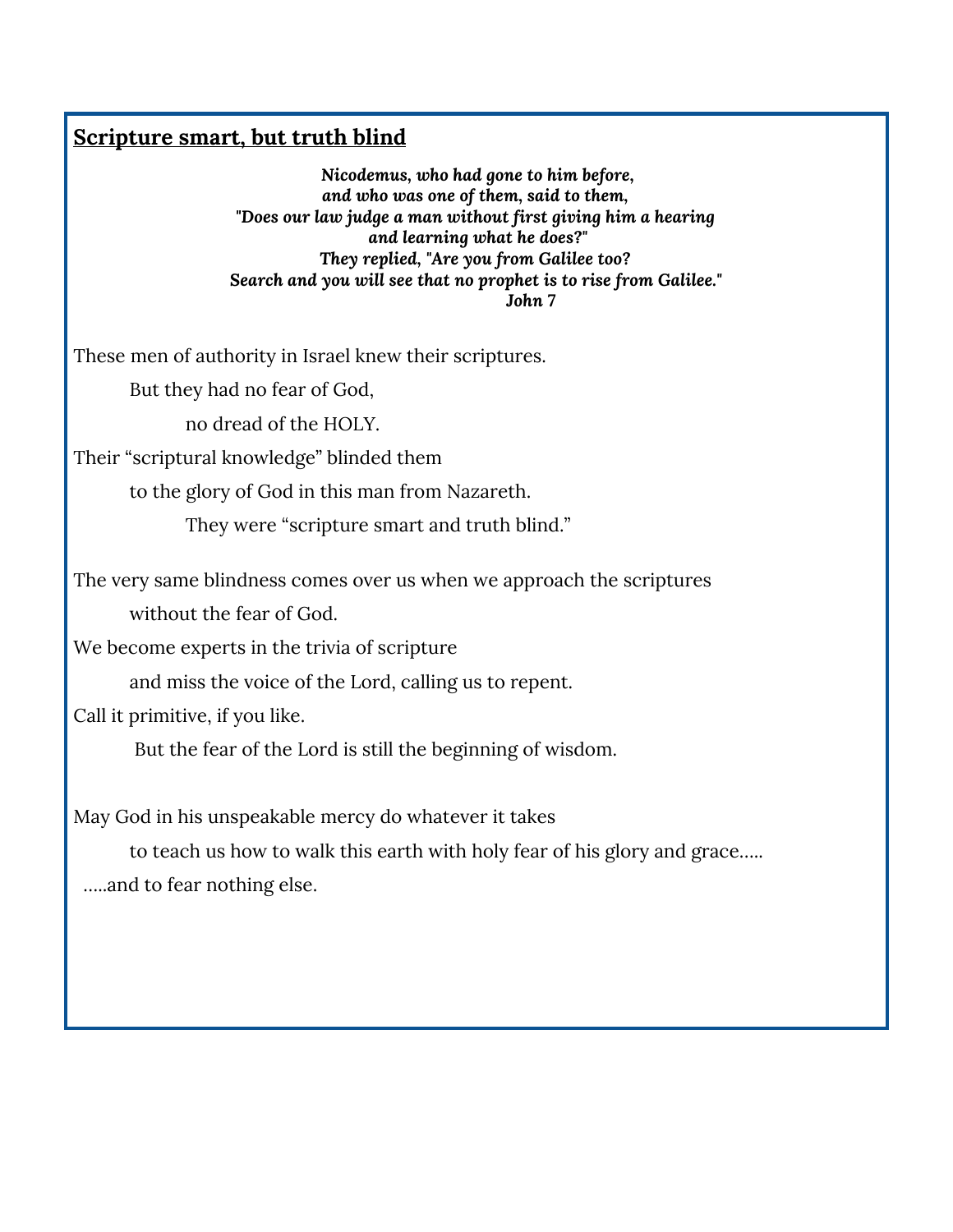## **Scripture smart, but truth blind**

*Nicodemus, who had gone to him before,*
*and who was one of them, said to them,*
*"Does our law judge a man without first giving him a hearing*
*and learning what he does?"*
*They replied, "Are you from Galilee too?*
*Search and you will see that no prophet is to rise from Galilee."*
*John 7*

These men of authority in Israel knew their scriptures.

But they had no fear of God,

no dread of the HOLY.

Their “scriptural knowledge” blinded them

to the glory of God in this man from Nazareth.

They were “scripture smart and truth blind.”

The very same blindness comes over us when we approach the scriptures

without the fear of God.

We become experts in the trivia of scripture

and miss the voice of the Lord, calling us to repent.

Call it primitive, if you like.

But the fear of the Lord is still the beginning of wisdom.

May God in his unspeakable mercy do whatever it takes

to teach us how to walk this earth with holy fear of his glory and grace…..

…..and to fear nothing else.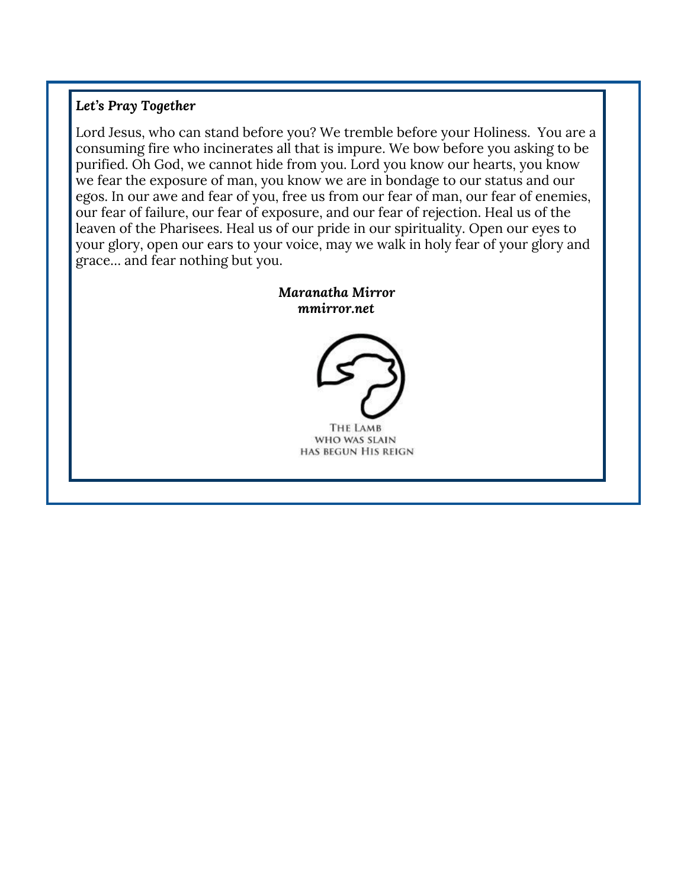***Let's Pray Together***

Lord Jesus, who can stand before you? We tremble before your Holiness. You are a consuming fire who incinerates all that is impure. We bow before you asking to be purified. Oh God, we cannot hide from you. Lord you know our hearts, you know we fear the exposure of man, you know we are in bondage to our status and our egos. In our awe and fear of you, free us from our fear of man, our fear of enemies, our fear of failure, our fear of exposure, and our fear of rejection. Heal us of the leaven of the Pharisees. Heal us of our pride in our spirituality. Open our eyes to your glory, open our ears to your voice, may we walk in holy fear of your glory and grace… and fear nothing but you.

***Maranatha Mirror***
***mmirror.net***

THE LAMB
WHO WAS SLAIN
HAS BEGUN HIS REIGN